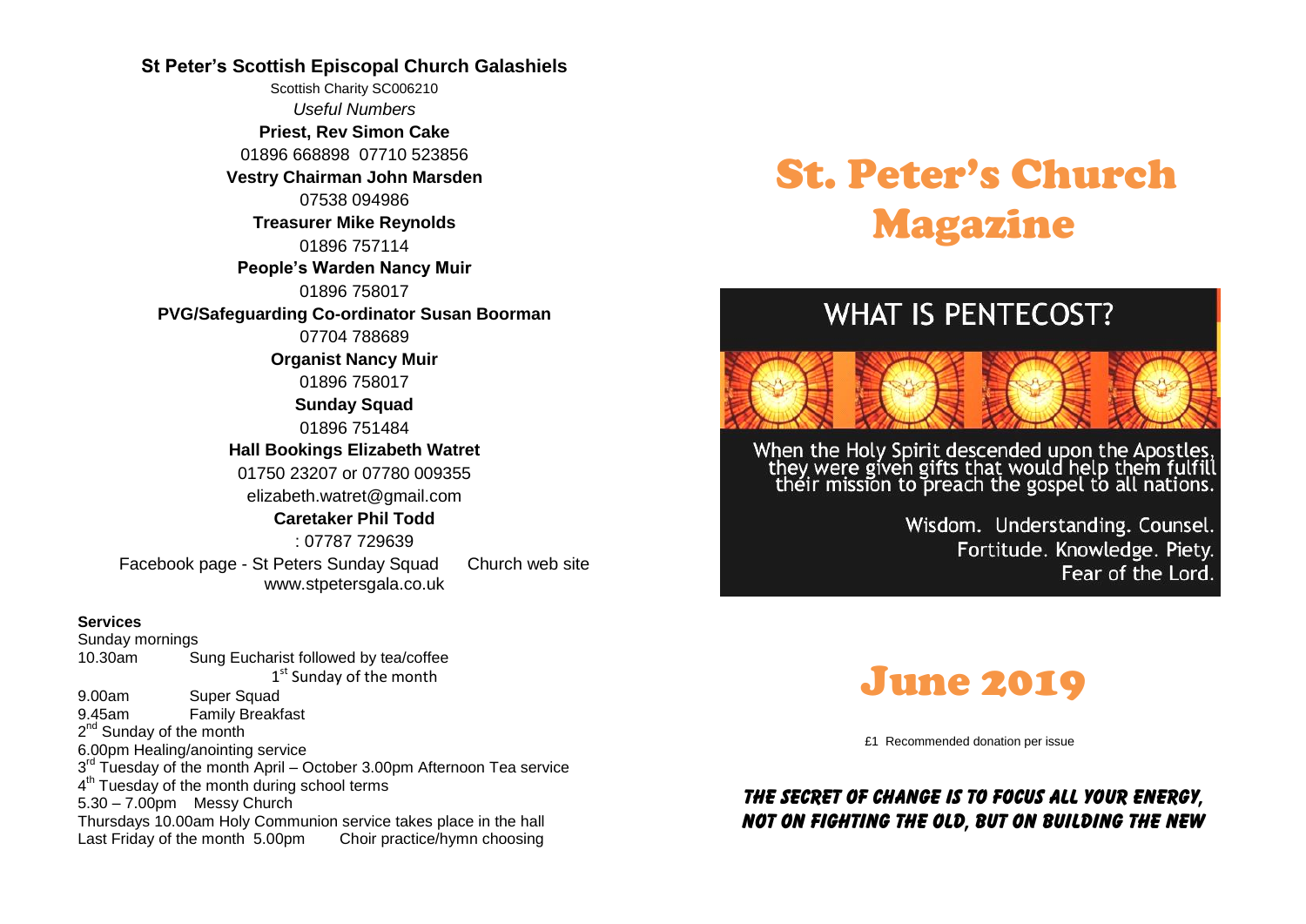**St Peter's Scottish Episcopal Church Galashiels**

Scottish Charity SC006210

*Useful Numbers*

**Priest, Rev Simon Cake**

01896 668898 07710 523856

**Vestry Chairman John Marsden**

07538 094986

**Treasurer Mike Reynolds**

01896 757114

**People's Warden Nancy Muir**

01896 758017

**PVG/Safeguarding Co-ordinator Susan Boorman**

07704 788689

**Organist Nancy Muir**

01896 758017

**Sunday Squad**

01896 751484

**Hall Bookings Elizabeth Watret**

01750 23207 or 07780 009355

elizabeth.watret@gmail.com

**Caretaker Phil Todd**

: 07787 729639

Facebook page - St Peters Sunday Squad Church web site www.stpetersgala.co.uk

**Services**

Sunday mornings

10.30am Sung Eucharist followed by tea/coffee

1st Sunday of the month

9.00am Super Squad

9.45am Family Breakfast

2nd Sunday of the month

6.00pm Healing/anointing service

3rd Tuesday of the month April – October 3.00pm Afternoon Tea service

4th Tuesday of the month during school terms

5.30 – 7.00pm Messy Church

Thursdays 10.00am Holy Communion service takes place in the hall

Last Friday of the month 5.00pm Choir practice/hymn choosing

# St. Peter's Church Magazine

## WHAT IS PENTECOST?

When the Holy Spirit descended upon the Apostles, they were given gifts that would help them fulfill their mission to preach the gospel to all nations.

Wisdom. Understanding. Counsel. Fortitude. Knowledge. Piety. Fear of the Lord.

# June 2019

£1 Recommended donation per issue

**THE SECRET OF CHANGE IS TO FOCUS ALL YOUR ENERGY, NOT ON FIGHTING THE OLD, BUT ON BUILDING THE NEW**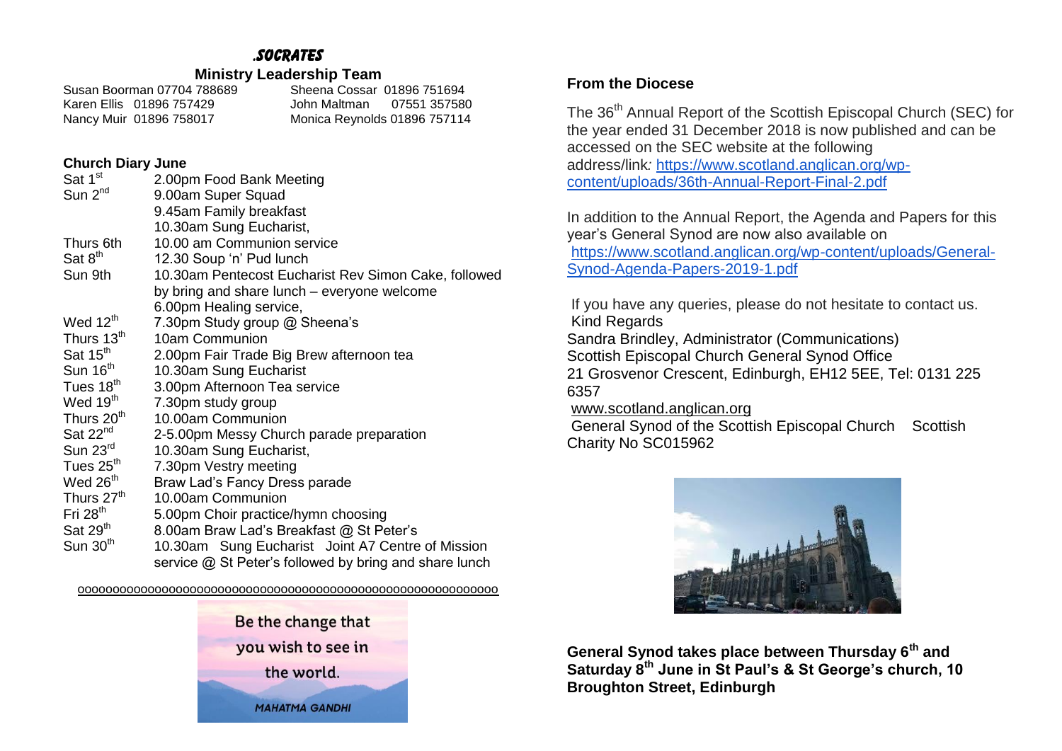## .SOCRATES

### Ministry Leadership Team

Susan Boorman 07704 788689
Karen Ellis 01896 757429
Nancy Muir 01896 758017
Sheena Cossar 01896 751694
John Maltman 07551 357580
Monica Reynolds 01896 757114

### Church Diary June

| | |
|---|---|
| Sat 1st | 2.00pm Food Bank Meeting |
| Sun 2nd | 9.00am Super Squad<br>9.45am Family breakfast<br>10.30am Sung Eucharist, |
| Thurs 6th | 10.00 am Communion service |
| Sat 8th | 12.30 Soup 'n' Pud lunch |
| Sun 9th | 10.30am Pentecost Eucharist Rev Simon Cake, followed by bring and share lunch – everyone welcome<br>6.00pm Healing service, |
| Wed 12th | 7.30pm Study group @ Sheena's |
| Thurs 13th | 10am Communion |
| Sat 15th | 2.00pm Fair Trade Big Brew afternoon tea |
| Sun 16th | 10.30am Sung Eucharist |
| Tues 18th | 3.00pm Afternoon Tea service |
| Wed 19th | 7.30pm study group |
| Thurs 20th | 10.00am Communion |
| Sat 22nd | 2-5.00pm Messy Church parade preparation |
| Sun 23rd | 10.30am Sung Eucharist, |
| Tues 25th | 7.30pm Vestry meeting |
| Wed 26th | Braw Lad's Fancy Dress parade |
| Thurs 27th | 10.00am Communion |
| Fri 28th | 5.00pm Choir practice/hymn choosing |
| Sat 29th | 8.00am Braw Lad's Breakfast @ St Peter's |
| Sun 30th | 10.30am Sung Eucharist Joint A7 Centre of Mission service @ St Peter's followed by bring and share lunch |

oooooooooooooooooooooooooooooooooooooooooooooooooooooooooo

Be the change that you wish to see in the world.

MAHATMA GANDHI

### From the Diocese

The 36th Annual Report of the Scottish Episcopal Church (SEC) for the year ended 31 December 2018 is now published and can be accessed on the SEC website at the following address/link: https://www.scotland.anglican.org/wp-content/uploads/36th-Annual-Report-Final-2.pdf

In addition to the Annual Report, the Agenda and Papers for this year's General Synod are now also available on https://www.scotland.anglican.org/wp-content/uploads/General-Synod-Agenda-Papers-2019-1.pdf

If you have any queries, please do not hesitate to contact us.
Kind Regards
Sandra Brindley, Administrator (Communications)
Scottish Episcopal Church General Synod Office
21 Grosvenor Crescent, Edinburgh, EH12 5EE, Tel: 0131 225 6357
www.scotland.anglican.org
General Synod of the Scottish Episcopal Church Scottish Charity No SC015962

**General Synod takes place between Thursday 6th and Saturday 8th June in St Paul's & St George's church, 10 Broughton Street, Edinburgh**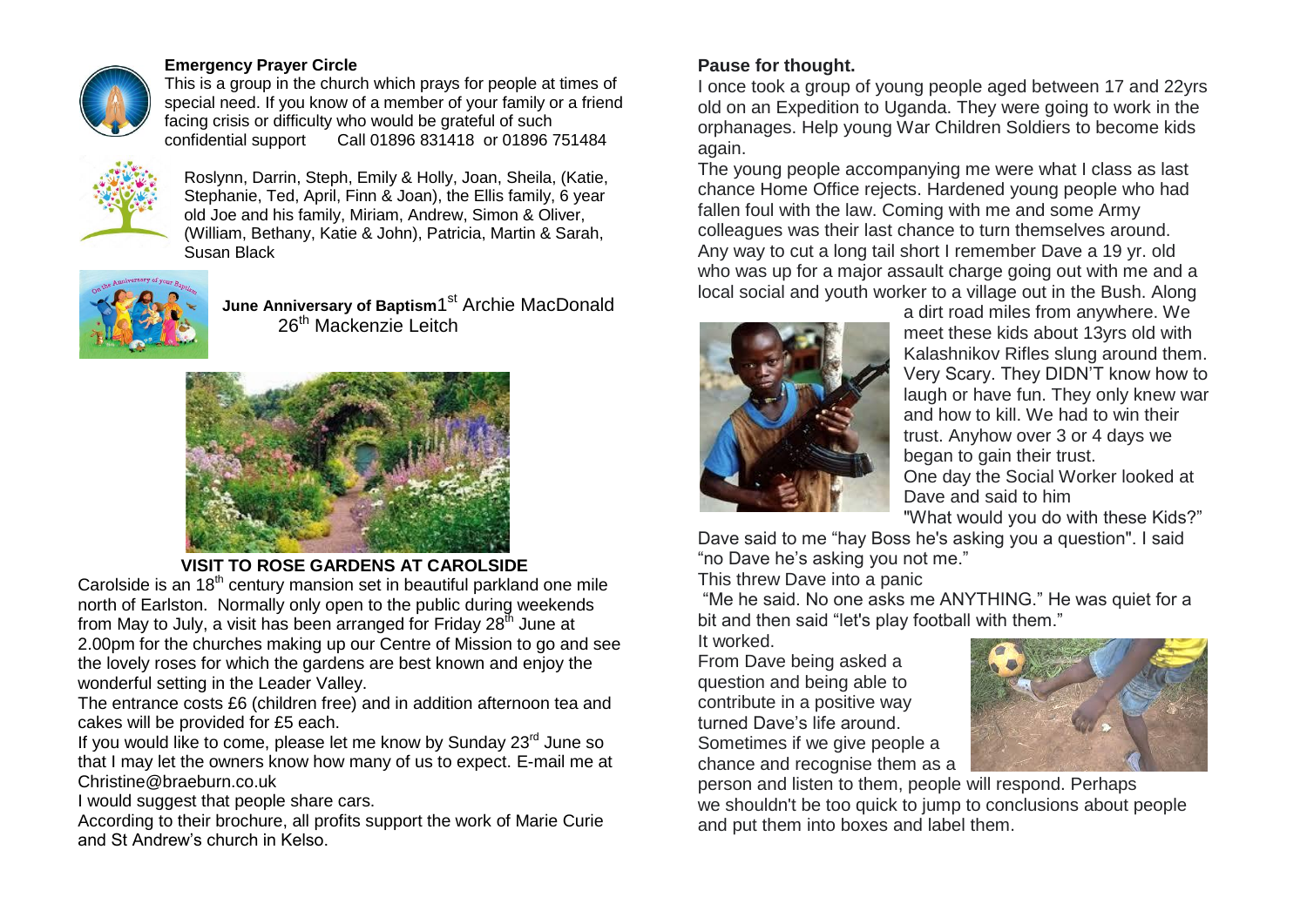**Emergency Prayer Circle**

This is a group in the church which prays for people at times of special need. If you know of a member of your family or a friend facing crisis or difficulty who would be grateful of such confidential support Call 01896 831418 or 01896 751484

Roslynn, Darrin, Steph, Emily & Holly, Joan, Sheila, (Katie, Stephanie, Ted, April, Finn & Joan), the Ellis family, 6 year old Joe and his family, Miriam, Andrew, Simon & Oliver, (William, Bethany, Katie & John), Patricia, Martin & Sarah, Susan Black

**June Anniversary of Baptism** 1st Archie MacDonald
26th Mackenzie Leitch

**VISIT TO ROSE GARDENS AT CAROLSIDE**

Carolside is an 18th century mansion set in beautiful parkland one mile north of Earlston. Normally only open to the public during weekends from May to July, a visit has been arranged for Friday 28th June at 2.00pm for the churches making up our Centre of Mission to go and see the lovely roses for which the gardens are best known and enjoy the wonderful setting in the Leader Valley.

The entrance costs £6 (children free) and in addition afternoon tea and cakes will be provided for £5 each.

If you would like to come, please let me know by Sunday 23rd June so that I may let the owners know how many of us to expect. E-mail me at Christine@braeburn.co.uk

I would suggest that people share cars.

According to their brochure, all profits support the work of Marie Curie and St Andrew's church in Kelso.

**Pause for thought.**

I once took a group of young people aged between 17 and 22yrs old on an Expedition to Uganda. They were going to work in the orphanages. Help young War Children Soldiers to become kids again.

The young people accompanying me were what I class as last chance Home Office rejects. Hardened young people who had fallen foul with the law. Coming with me and some Army colleagues was their last chance to turn themselves around. Any way to cut a long tail short I remember Dave a 19 yr. old who was up for a major assault charge going out with me and a local social and youth worker to a village out in the Bush. Along a dirt road miles from anywhere. We meet these kids about 13yrs old with Kalashnikov Rifles slung around them. Very Scary. They DIDN'T know how to laugh or have fun. They only knew war and how to kill. We had to win their trust. Anyhow over 3 or 4 days we began to gain their trust.

One day the Social Worker looked at Dave and said to him

"What would you do with these Kids?"

Dave said to me "hay Boss he's asking you a question". I said "no Dave he's asking you not me."

This threw Dave into a panic

"Me he said. No one asks me ANYTHING." He was quiet for a bit and then said "let's play football with them."

It worked.

From Dave being asked a question and being able to contribute in a positive way turned Dave's life around. Sometimes if we give people a chance and recognise them as a person and listen to them, people will respond. Perhaps we shouldn't be too quick to jump to conclusions about people and put them into boxes and label them.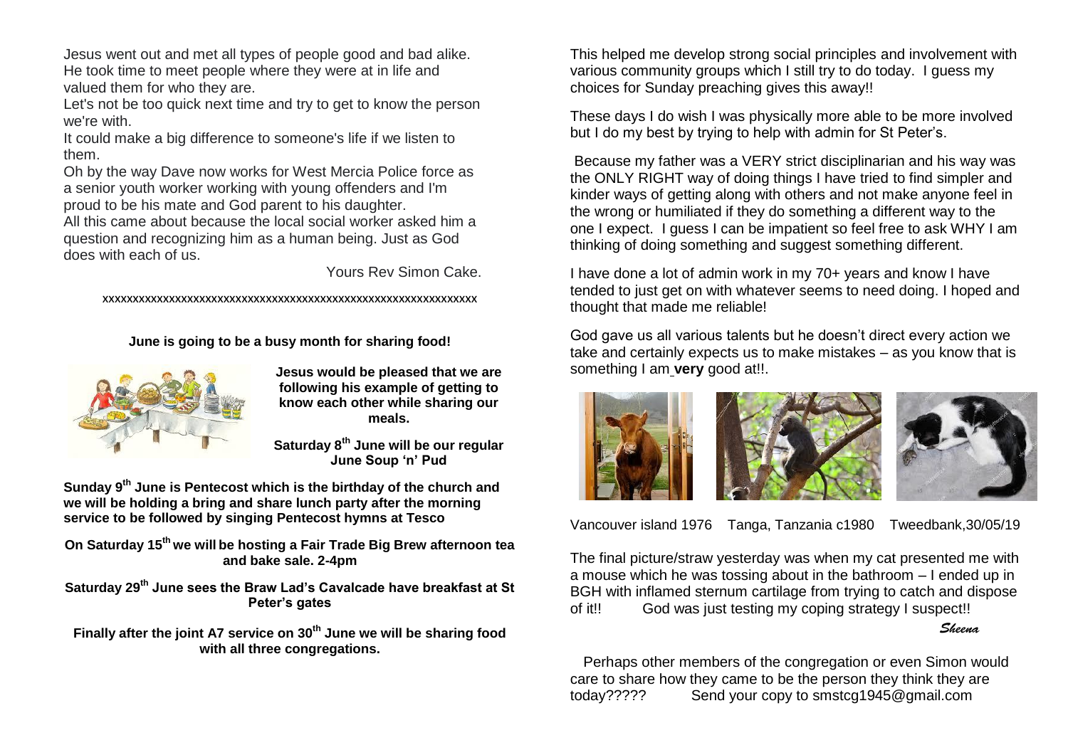Jesus went out and met all types of people good and bad alike. He took time to meet people where they were at in life and valued them for who they are.

Let's not be too quick next time and try to get to know the person we're with.

It could make a big difference to someone's life if we listen to them.

Oh by the way Dave now works for West Mercia Police force as a senior youth worker working with young offenders and I'm proud to be his mate and God parent to his daughter.

All this came about because the local social worker asked him a question and recognizing him as a human being. Just as God does with each of us.

Yours Rev Simon Cake.

xxxxxxxxxxxxxxxxxxxxxxxxxxxxxxxxxxxxxxxxxxxxxxxxxxxxxxxxxxxxxxxx

**June is going to be a busy month for sharing food!**

**Jesus would be pleased that we are following his example of getting to know each other while sharing our meals.**

**Saturday 8th June will be our regular June Soup 'n' Pud**

**Sunday 9th June is Pentecost which is the birthday of the church and we will be holding a bring and share lunch party after the morning service to be followed by singing Pentecost hymns at Tesco**

**On Saturday 15th we will be hosting a Fair Trade Big Brew afternoon tea and bake sale. 2-4pm**

**Saturday 29th June sees the Braw Lad's Cavalcade have breakfast at St Peter's gates**

**Finally after the joint A7 service on 30th June we will be sharing food with all three congregations.**

This helped me develop strong social principles and involvement with various community groups which I still try to do today. I guess my choices for Sunday preaching gives this away!!

These days I do wish I was physically more able to be more involved but I do my best by trying to help with admin for St Peter's.

Because my father was a VERY strict disciplinarian and his way was the ONLY RIGHT way of doing things I have tried to find simpler and kinder ways of getting along with others and not make anyone feel in the wrong or humiliated if they do something a different way to the one I expect. I guess I can be impatient so feel free to ask WHY I am thinking of doing something and suggest something different.

I have done a lot of admin work in my 70+ years and know I have tended to just get on with whatever seems to need doing. I hoped and thought that made me reliable!

God gave us all various talents but he doesn't direct every action we take and certainly expects us to make mistakes – as you know that is something I am **very** good at!!.

Vancouver island 1976    Tanga, Tanzania c1980    Tweedbank,30/05/19

The final picture/straw yesterday was when my cat presented me with a mouse which he was tossing about in the bathroom – I ended up in BGH with inflamed sternum cartilage from trying to catch and dispose of it!! God was just testing my coping strategy I suspect!!

*Sheena*

Perhaps other members of the congregation or even Simon would care to share how they came to be the person they think they are today????? Send your copy to smstcg1945@gmail.com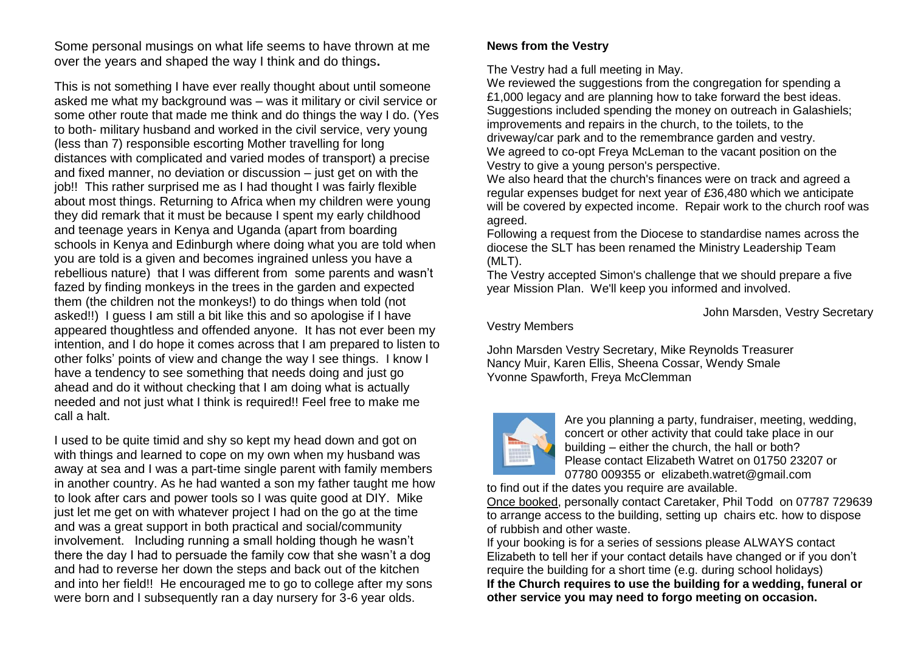Some personal musings on what life seems to have thrown at me over the years and shaped the way I think and do things.

This is not something I have ever really thought about until someone asked me what my background was – was it military or civil service or some other route that made me think and do things the way I do. (Yes to both- military husband and worked in the civil service, very young (less than 7) responsible escorting Mother travelling for long distances with complicated and varied modes of transport) a precise and fixed manner, no deviation or discussion – just get on with the job!! This rather surprised me as I had thought I was fairly flexible about most things. Returning to Africa when my children were young they did remark that it must be because I spent my early childhood and teenage years in Kenya and Uganda (apart from boarding schools in Kenya and Edinburgh where doing what you are told when you are told is a given and becomes ingrained unless you have a rebellious nature) that I was different from some parents and wasn't fazed by finding monkeys in the trees in the garden and expected them (the children not the monkeys!) to do things when told (not asked!!) I guess I am still a bit like this and so apologise if I have appeared thoughtless and offended anyone. It has not ever been my intention, and I do hope it comes across that I am prepared to listen to other folks' points of view and change the way I see things. I know I have a tendency to see something that needs doing and just go ahead and do it without checking that I am doing what is actually needed and not just what I think is required!! Feel free to make me call a halt.

I used to be quite timid and shy so kept my head down and got on with things and learned to cope on my own when my husband was away at sea and I was a part-time single parent with family members in another country. As he had wanted a son my father taught me how to look after cars and power tools so I was quite good at DIY. Mike just let me get on with whatever project I had on the go at the time and was a great support in both practical and social/community involvement. Including running a small holding though he wasn't there the day I had to persuade the family cow that she wasn't a dog and had to reverse her down the steps and back out of the kitchen and into her field!! He encouraged me to go to college after my sons were born and I subsequently ran a day nursery for 3-6 year olds.

**News from the Vestry**

The Vestry had a full meeting in May.
We reviewed the suggestions from the congregation for spending a £1,000 legacy and are planning how to take forward the best ideas. Suggestions included spending the money on outreach in Galashiels; improvements and repairs in the church, to the toilets, to the driveway/car park and to the remembrance garden and vestry.
We agreed to co-opt Freya McLeman to the vacant position on the Vestry to give a young person's perspective.
We also heard that the church's finances were on track and agreed a regular expenses budget for next year of £36,480 which we anticipate will be covered by expected income. Repair work to the church roof was agreed.
Following a request from the Diocese to standardise names across the diocese the SLT has been renamed the Ministry Leadership Team (MLT).
The Vestry accepted Simon's challenge that we should prepare a five year Mission Plan. We'll keep you informed and involved.

John Marsden, Vestry Secretary

Vestry Members

John Marsden Vestry Secretary, Mike Reynolds Treasurer
Nancy Muir, Karen Ellis, Sheena Cossar, Wendy Smale
Yvonne Spawforth, Freya McClemman

Are you planning a party, fundraiser, meeting, wedding, concert or other activity that could take place in our building – either the church, the hall or both? Please contact Elizabeth Watret on 01750 23207 or 07780 009355 or elizabeth.watret@gmail.com to find out if the dates you require are available.

Once booked, personally contact Caretaker, Phil Todd on 07787 729639 to arrange access to the building, setting up chairs etc. how to dispose of rubbish and other waste.

If your booking is for a series of sessions please ALWAYS contact Elizabeth to tell her if your contact details have changed or if you don't require the building for a short time (e.g. during school holidays)

**If the Church requires to use the building for a wedding, funeral or other service you may need to forgo meeting on occasion.**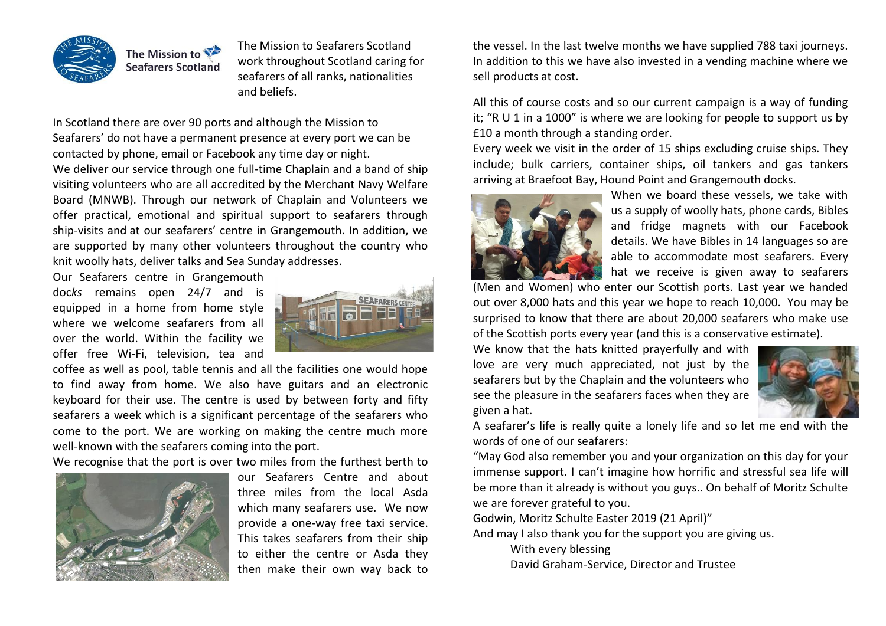The Mission to Seafarers Scotland

The Mission to Seafarers Scotland work throughout Scotland caring for seafarers of all ranks, nationalities and beliefs.

In Scotland there are over 90 ports and although the Mission to Seafarers' do not have a permanent presence at every port we can be contacted by phone, email or Facebook any time day or night.

We deliver our service through one full-time Chaplain and a band of ship visiting volunteers who are all accredited by the Merchant Navy Welfare Board (MNWB). Through our network of Chaplain and Volunteers we offer practical, emotional and spiritual support to seafarers through ship-visits and at our seafarers' centre in Grangemouth. In addition, we are supported by many other volunteers throughout the country who knit woolly hats, deliver talks and Sea Sunday addresses.

Our Seafarers centre in Grangemouth doc*ks* remains open 24/7 and is equipped in a home from home style where we welcome seafarers from all over the world. Within the facility we offer free Wi-Fi, television, tea and coffee as well as pool, table tennis and all the facilities one would hope to find away from home. We also have guitars and an electronic keyboard for their use. The centre is used by between forty and fifty seafarers a week which is a significant percentage of the seafarers who come to the port. We are working on making the centre much more well-known with the seafarers coming into the port.

We recognise that the port is over two miles from the furthest berth to our Seafarers Centre and about three miles from the local Asda which many seafarers use. We now provide a one-way free taxi service. This takes seafarers from their ship to either the centre or Asda they then make their own way back to the vessel. In the last twelve months we have supplied 788 taxi journeys. In addition to this we have also invested in a vending machine where we sell products at cost.

All this of course costs and so our current campaign is a way of funding it; "R U 1 in a 1000" is where we are looking for people to support us by £10 a month through a standing order.

Every week we visit in the order of 15 ships excluding cruise ships. They include; bulk carriers, container ships, oil tankers and gas tankers arriving at Braefoot Bay, Hound Point and Grangemouth docks.

When we board these vessels, we take with us a supply of woolly hats, phone cards, Bibles and fridge magnets with our Facebook details. We have Bibles in 14 languages so are able to accommodate most seafarers. Every hat we receive is given away to seafarers (Men and Women) who enter our Scottish ports. Last year we handed out over 8,000 hats and this year we hope to reach 10,000. You may be surprised to know that there are about 20,000 seafarers who make use of the Scottish ports every year (and this is a conservative estimate).

We know that the hats knitted prayerfully and with love are very much appreciated, not just by the seafarers but by the Chaplain and the volunteers who see the pleasure in the seafarers faces when they are given a hat.

A seafarer's life is really quite a lonely life and so let me end with the words of one of our seafarers:

"May God also remember you and your organization on this day for your immense support. I can't imagine how horrific and stressful sea life will be more than it already is without you guys.. On behalf of Moritz Schulte we are forever grateful to you.

Godwin, Moritz Schulte Easter 2019 (21 April)"

And may I also thank you for the support you are giving us.

With every blessing

David Graham-Service, Director and Trustee